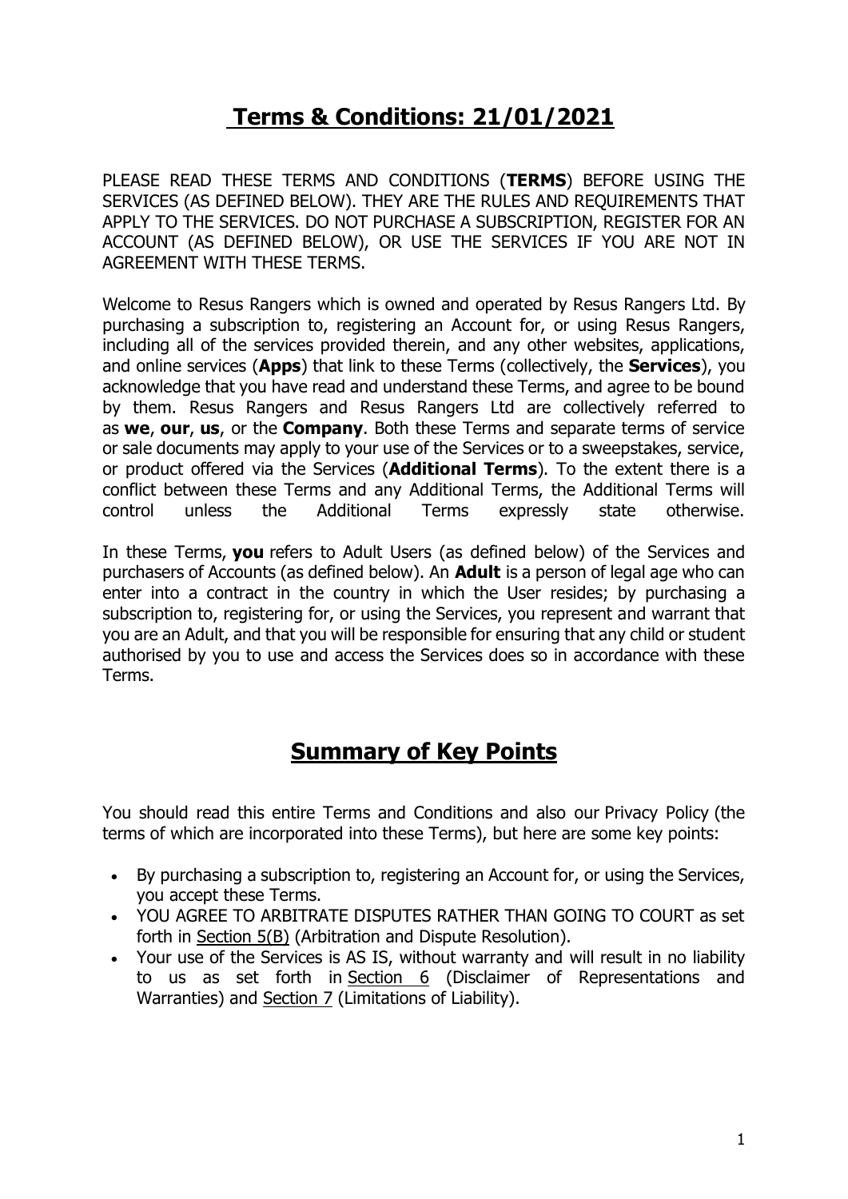# Terms & Conditions: 21/01/2021

PLEASE READ THESE TERMS AND CONDITIONS (**TERMS**) BEFORE USING THE SERVICES (AS DEFINED BELOW). THEY ARE THE RULES AND REQUIREMENTS THAT APPLY TO THE SERVICES. DO NOT PURCHASE A SUBSCRIPTION, REGISTER FOR AN ACCOUNT (AS DEFINED BELOW), OR USE THE SERVICES IF YOU ARE NOT IN AGREEMENT WITH THESE TERMS.

Welcome to Resus Rangers which is owned and operated by Resus Rangers Ltd. By purchasing a subscription to, registering an Account for, or using Resus Rangers, including all of the services provided therein, and any other websites, applications, and online services (**Apps**) that link to these Terms (collectively, the **Services**), you acknowledge that you have read and understand these Terms, and agree to be bound by them. Resus Rangers and Resus Rangers Ltd are collectively referred to as **we**, **our**, **us**, or the **Company**. Both these Terms and separate terms of service or sale documents may apply to your use of the Services or to a sweepstakes, service, or product offered via the Services (**Additional Terms**). To the extent there is a conflict between these Terms and any Additional Terms, the Additional Terms will control unless the Additional Terms expressly state otherwise.

In these Terms, **you** refers to Adult Users (as defined below) of the Services and purchasers of Accounts (as defined below). An **Adult** is a person of legal age who can enter into a contract in the country in which the User resides; by purchasing a subscription to, registering for, or using the Services, you represent and warrant that you are an Adult, and that you will be responsible for ensuring that any child or student authorised by you to use and access the Services does so in accordance with these Terms.

## Summary of Key Points

You should read this entire Terms and Conditions and also our Privacy Policy (the terms of which are incorporated into these Terms), but here are some key points:

- By purchasing a subscription to, registering an Account for, or using the Services, you accept these Terms.
- YOU AGREE TO ARBITRATE DISPUTES RATHER THAN GOING TO COURT as set forth in Section 5(B) (Arbitration and Dispute Resolution).
- Your use of the Services is AS IS, without warranty and will result in no liability to us as set forth in Section 6 (Disclaimer of Representations and Warranties) and Section 7 (Limitations of Liability).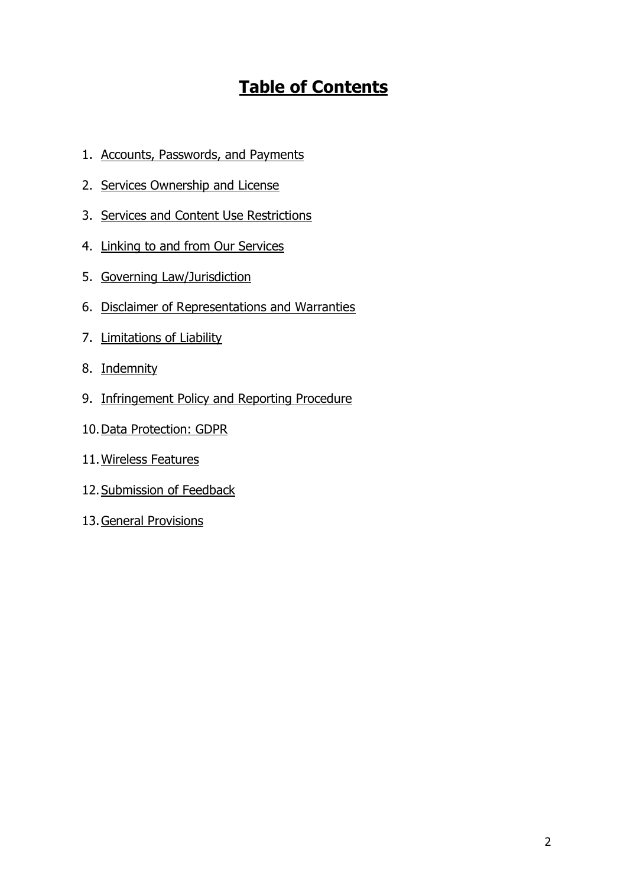# **Table of Contents**

1. Accounts, Passwords, and Payments
2. Services Ownership and License
3. Services and Content Use Restrictions
4. Linking to and from Our Services
5. Governing Law/Jurisdiction
6. Disclaimer of Representations and Warranties
7. Limitations of Liability
8. Indemnity
9. Infringement Policy and Reporting Procedure
10. Data Protection: GDPR
11. Wireless Features
12. Submission of Feedback
13. General Provisions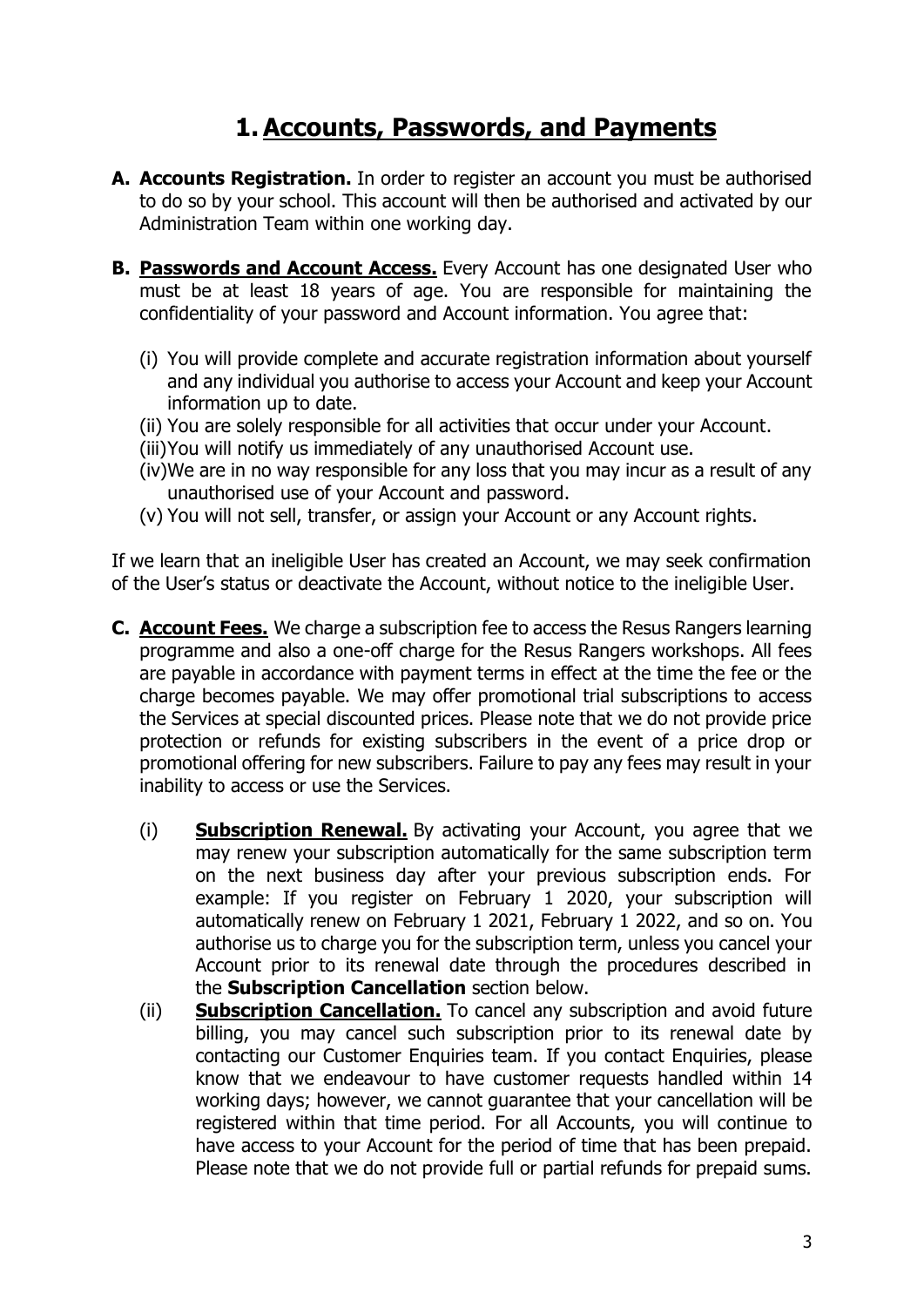# 1. Accounts, Passwords, and Payments

**A. Accounts Registration.** In order to register an account you must be authorised to do so by your school. This account will then be authorised and activated by our Administration Team within one working day.

**B. Passwords and Account Access.** Every Account has one designated User who must be at least 18 years of age. You are responsible for maintaining the confidentiality of your password and Account information. You agree that:

(i) You will provide complete and accurate registration information about yourself and any individual you authorise to access your Account and keep your Account information up to date.
(ii) You are solely responsible for all activities that occur under your Account.
(iii) You will notify us immediately of any unauthorised Account use.
(iv) We are in no way responsible for any loss that you may incur as a result of any unauthorised use of your Account and password.
(v) You will not sell, transfer, or assign your Account or any Account rights.

If we learn that an ineligible User has created an Account, we may seek confirmation of the User's status or deactivate the Account, without notice to the ineligible User.

**C. Account Fees.** We charge a subscription fee to access the Resus Rangers learning programme and also a one-off charge for the Resus Rangers workshops. All fees are payable in accordance with payment terms in effect at the time the fee or the charge becomes payable. We may offer promotional trial subscriptions to access the Services at special discounted prices. Please note that we do not provide price protection or refunds for existing subscribers in the event of a price drop or promotional offering for new subscribers. Failure to pay any fees may result in your inability to access or use the Services.

(i) **Subscription Renewal.** By activating your Account, you agree that we may renew your subscription automatically for the same subscription term on the next business day after your previous subscription ends. For example: If you register on February 1 2020, your subscription will automatically renew on February 1 2021, February 1 2022, and so on. You authorise us to charge you for the subscription term, unless you cancel your Account prior to its renewal date through the procedures described in the **Subscription Cancellation** section below.

(ii) **Subscription Cancellation.** To cancel any subscription and avoid future billing, you may cancel such subscription prior to its renewal date by contacting our Customer Enquiries team. If you contact Enquiries, please know that we endeavour to have customer requests handled within 14 working days; however, we cannot guarantee that your cancellation will be registered within that time period. For all Accounts, you will continue to have access to your Account for the period of time that has been prepaid. Please note that we do not provide full or partial refunds for prepaid sums.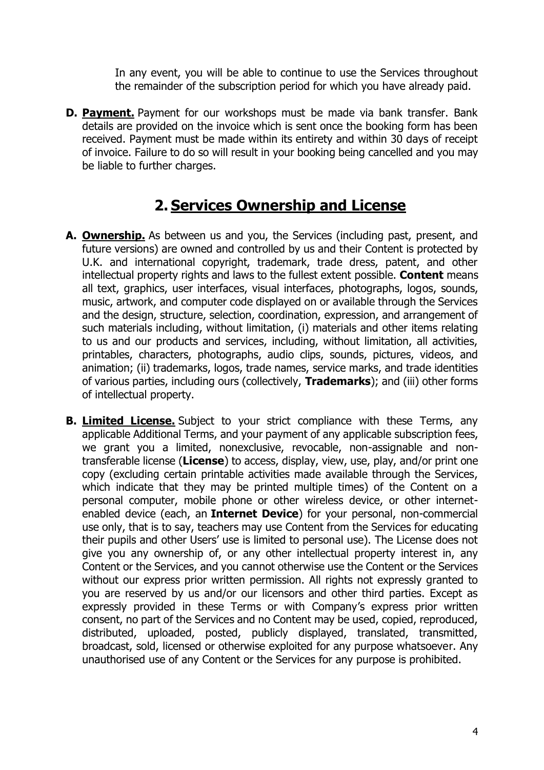In any event, you will be able to continue to use the Services throughout the remainder of the subscription period for which you have already paid.

**D. Payment.** Payment for our workshops must be made via bank transfer. Bank details are provided on the invoice which is sent once the booking form has been received. Payment must be made within its entirety and within 30 days of receipt of invoice. Failure to do so will result in your booking being cancelled and you may be liable to further charges.

## 2. Services Ownership and License

**A. Ownership.** As between us and you, the Services (including past, present, and future versions) are owned and controlled by us and their Content is protected by U.K. and international copyright, trademark, trade dress, patent, and other intellectual property rights and laws to the fullest extent possible. **Content** means all text, graphics, user interfaces, visual interfaces, photographs, logos, sounds, music, artwork, and computer code displayed on or available through the Services and the design, structure, selection, coordination, expression, and arrangement of such materials including, without limitation, (i) materials and other items relating to us and our products and services, including, without limitation, all activities, printables, characters, photographs, audio clips, sounds, pictures, videos, and animation; (ii) trademarks, logos, trade names, service marks, and trade identities of various parties, including ours (collectively, **Trademarks**); and (iii) other forms of intellectual property.

**B. Limited License.** Subject to your strict compliance with these Terms, any applicable Additional Terms, and your payment of any applicable subscription fees, we grant you a limited, nonexclusive, revocable, non-assignable and non-transferable license (**License**) to access, display, view, use, play, and/or print one copy (excluding certain printable activities made available through the Services, which indicate that they may be printed multiple times) of the Content on a personal computer, mobile phone or other wireless device, or other internet-enabled device (each, an **Internet Device**) for your personal, non-commercial use only, that is to say, teachers may use Content from the Services for educating their pupils and other Users' use is limited to personal use). The License does not give you any ownership of, or any other intellectual property interest in, any Content or the Services, and you cannot otherwise use the Content or the Services without our express prior written permission. All rights not expressly granted to you are reserved by us and/or our licensors and other third parties. Except as expressly provided in these Terms or with Company's express prior written consent, no part of the Services and no Content may be used, copied, reproduced, distributed, uploaded, posted, publicly displayed, translated, transmitted, broadcast, sold, licensed or otherwise exploited for any purpose whatsoever. Any unauthorised use of any Content or the Services for any purpose is prohibited.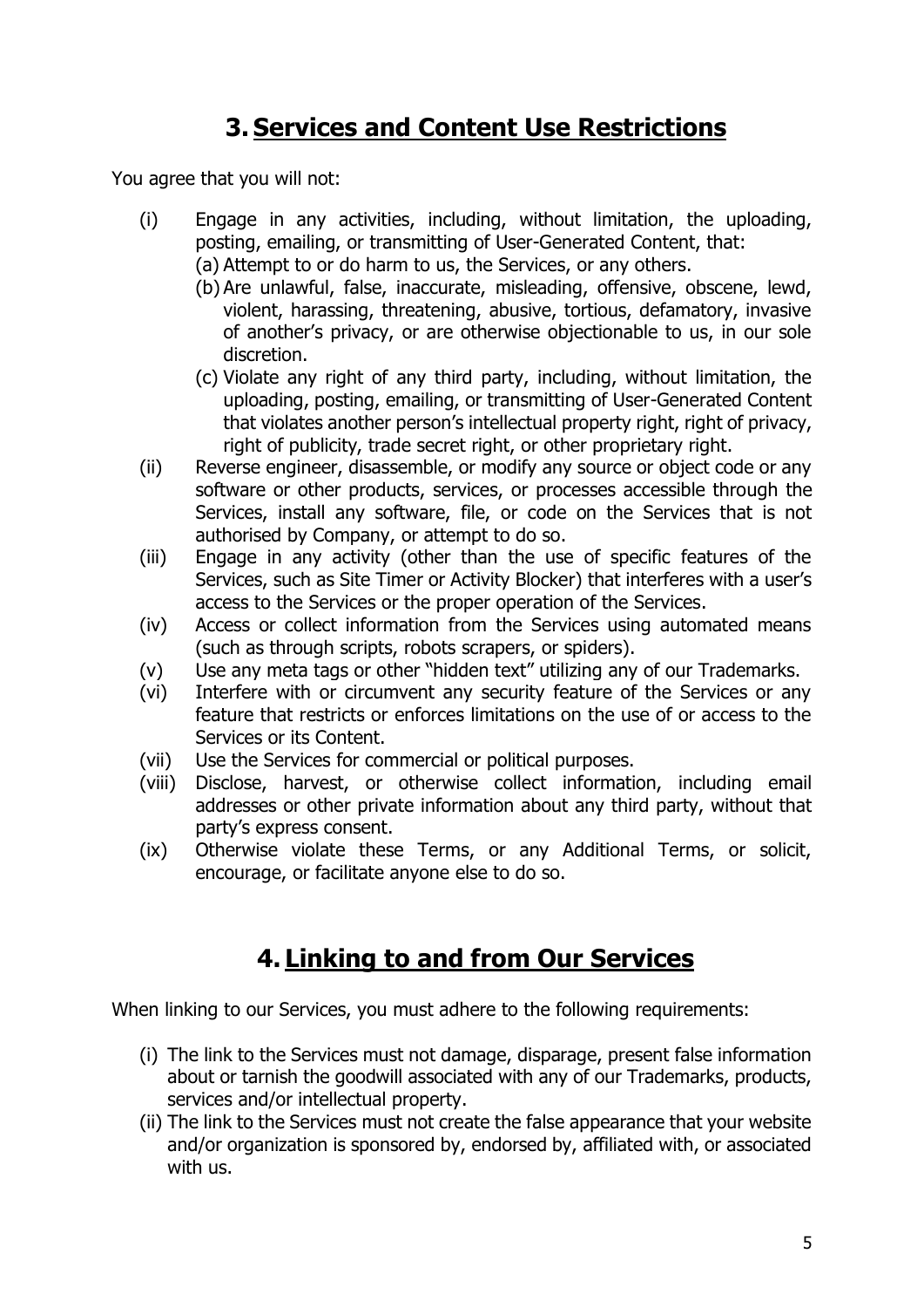## 3. Services and Content Use Restrictions

You agree that you will not:

(i) Engage in any activities, including, without limitation, the uploading, posting, emailing, or transmitting of User-Generated Content, that:
   (a) Attempt to or do harm to us, the Services, or any others.
   (b) Are unlawful, false, inaccurate, misleading, offensive, obscene, lewd, violent, harassing, threatening, abusive, tortious, defamatory, invasive of another's privacy, or are otherwise objectionable to us, in our sole discretion.
   (c) Violate any right of any third party, including, without limitation, the uploading, posting, emailing, or transmitting of User-Generated Content that violates another person's intellectual property right, right of privacy, right of publicity, trade secret right, or other proprietary right.

(ii) Reverse engineer, disassemble, or modify any source or object code or any software or other products, services, or processes accessible through the Services, install any software, file, or code on the Services that is not authorised by Company, or attempt to do so.

(iii) Engage in any activity (other than the use of specific features of the Services, such as Site Timer or Activity Blocker) that interferes with a user's access to the Services or the proper operation of the Services.

(iv) Access or collect information from the Services using automated means (such as through scripts, robots scrapers, or spiders).

(v) Use any meta tags or other "hidden text" utilizing any of our Trademarks.

(vi) Interfere with or circumvent any security feature of the Services or any feature that restricts or enforces limitations on the use of or access to the Services or its Content.

(vii) Use the Services for commercial or political purposes.

(viii) Disclose, harvest, or otherwise collect information, including email addresses or other private information about any third party, without that party's express consent.

(ix) Otherwise violate these Terms, or any Additional Terms, or solicit, encourage, or facilitate anyone else to do so.

## 4. Linking to and from Our Services

When linking to our Services, you must adhere to the following requirements:

(i) The link to the Services must not damage, disparage, present false information about or tarnish the goodwill associated with any of our Trademarks, products, services and/or intellectual property.

(ii) The link to the Services must not create the false appearance that your website and/or organization is sponsored by, endorsed by, affiliated with, or associated with us.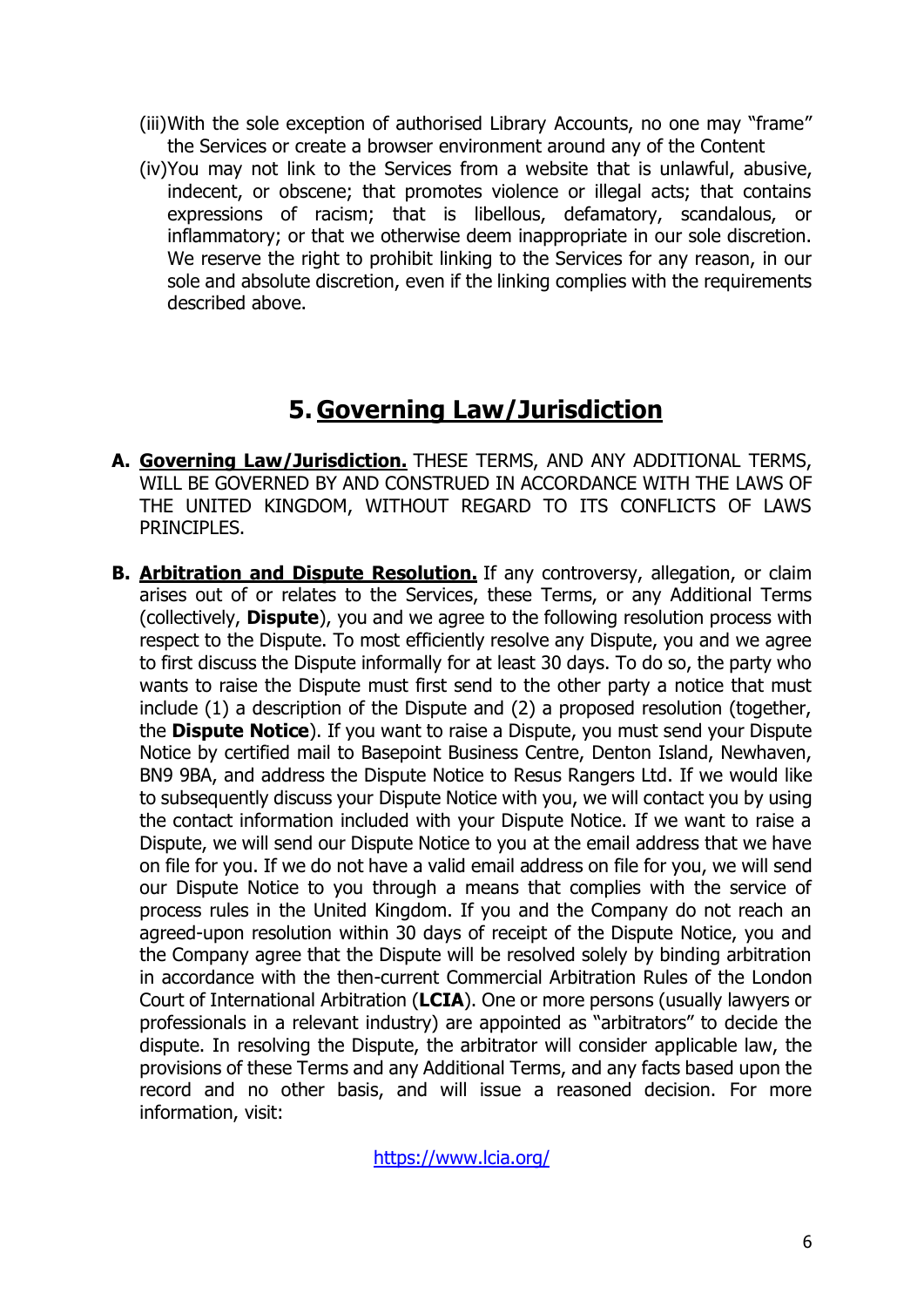(iii) With the sole exception of authorised Library Accounts, no one may "frame" the Services or create a browser environment around any of the Content

(iv) You may not link to the Services from a website that is unlawful, abusive, indecent, or obscene; that promotes violence or illegal acts; that contains expressions of racism; that is libellous, defamatory, scandalous, or inflammatory; or that we otherwise deem inappropriate in our sole discretion. We reserve the right to prohibit linking to the Services for any reason, in our sole and absolute discretion, even if the linking complies with the requirements described above.

# 5. Governing Law/Jurisdiction

**A. Governing Law/Jurisdiction.** THESE TERMS, AND ANY ADDITIONAL TERMS, WILL BE GOVERNED BY AND CONSTRUED IN ACCORDANCE WITH THE LAWS OF THE UNITED KINGDOM, WITHOUT REGARD TO ITS CONFLICTS OF LAWS PRINCIPLES.

**B. Arbitration and Dispute Resolution.** If any controversy, allegation, or claim arises out of or relates to the Services, these Terms, or any Additional Terms (collectively, **Dispute**), you and we agree to the following resolution process with respect to the Dispute. To most efficiently resolve any Dispute, you and we agree to first discuss the Dispute informally for at least 30 days. To do so, the party who wants to raise the Dispute must first send to the other party a notice that must include (1) a description of the Dispute and (2) a proposed resolution (together, the **Dispute Notice**). If you want to raise a Dispute, you must send your Dispute Notice by certified mail to Basepoint Business Centre, Denton Island, Newhaven, BN9 9BA, and address the Dispute Notice to Resus Rangers Ltd. If we would like to subsequently discuss your Dispute Notice with you, we will contact you by using the contact information included with your Dispute Notice. If we want to raise a Dispute, we will send our Dispute Notice to you at the email address that we have on file for you. If we do not have a valid email address on file for you, we will send our Dispute Notice to you through a means that complies with the service of process rules in the United Kingdom. If you and the Company do not reach an agreed-upon resolution within 30 days of receipt of the Dispute Notice, you and the Company agree that the Dispute will be resolved solely by binding arbitration in accordance with the then-current Commercial Arbitration Rules of the London Court of International Arbitration (**LCIA**). One or more persons (usually lawyers or professionals in a relevant industry) are appointed as "arbitrators" to decide the dispute. In resolving the Dispute, the arbitrator will consider applicable law, the provisions of these Terms and any Additional Terms, and any facts based upon the record and no other basis, and will issue a reasoned decision. For more information, visit:

https://www.lcia.org/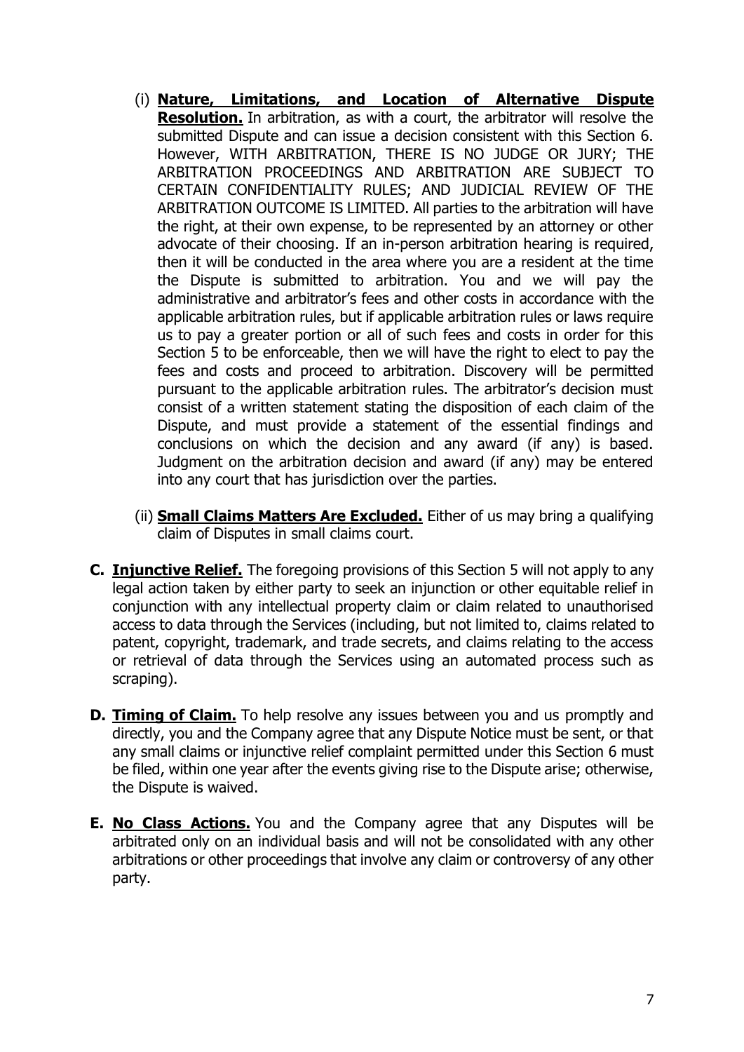(i) **<u>Nature, Limitations, and Location of Alternative Dispute Resolution.</u>** In arbitration, as with a court, the arbitrator will resolve the submitted Dispute and can issue a decision consistent with this Section 6. However, WITH ARBITRATION, THERE IS NO JUDGE OR JURY; THE ARBITRATION PROCEEDINGS AND ARBITRATION ARE SUBJECT TO CERTAIN CONFIDENTIALITY RULES; AND JUDICIAL REVIEW OF THE ARBITRATION OUTCOME IS LIMITED. All parties to the arbitration will have the right, at their own expense, to be represented by an attorney or other advocate of their choosing. If an in-person arbitration hearing is required, then it will be conducted in the area where you are a resident at the time the Dispute is submitted to arbitration. You and we will pay the administrative and arbitrator's fees and other costs in accordance with the applicable arbitration rules, but if applicable arbitration rules or laws require us to pay a greater portion or all of such fees and costs in order for this Section 5 to be enforceable, then we will have the right to elect to pay the fees and costs and proceed to arbitration. Discovery will be permitted pursuant to the applicable arbitration rules. The arbitrator's decision must consist of a written statement stating the disposition of each claim of the Dispute, and must provide a statement of the essential findings and conclusions on which the decision and any award (if any) is based. Judgment on the arbitration decision and award (if any) may be entered into any court that has jurisdiction over the parties.

(ii) **<u>Small Claims Matters Are Excluded.</u>** Either of us may bring a qualifying claim of Disputes in small claims court.

**C. <u>Injunctive Relief.</u>** The foregoing provisions of this Section 5 will not apply to any legal action taken by either party to seek an injunction or other equitable relief in conjunction with any intellectual property claim or claim related to unauthorised access to data through the Services (including, but not limited to, claims related to patent, copyright, trademark, and trade secrets, and claims relating to the access or retrieval of data through the Services using an automated process such as scraping).

**D. <u>Timing of Claim.</u>** To help resolve any issues between you and us promptly and directly, you and the Company agree that any Dispute Notice must be sent, or that any small claims or injunctive relief complaint permitted under this Section 6 must be filed, within one year after the events giving rise to the Dispute arise; otherwise, the Dispute is waived.

**E. <u>No Class Actions.</u>** You and the Company agree that any Disputes will be arbitrated only on an individual basis and will not be consolidated with any other arbitrations or other proceedings that involve any claim or controversy of any other party.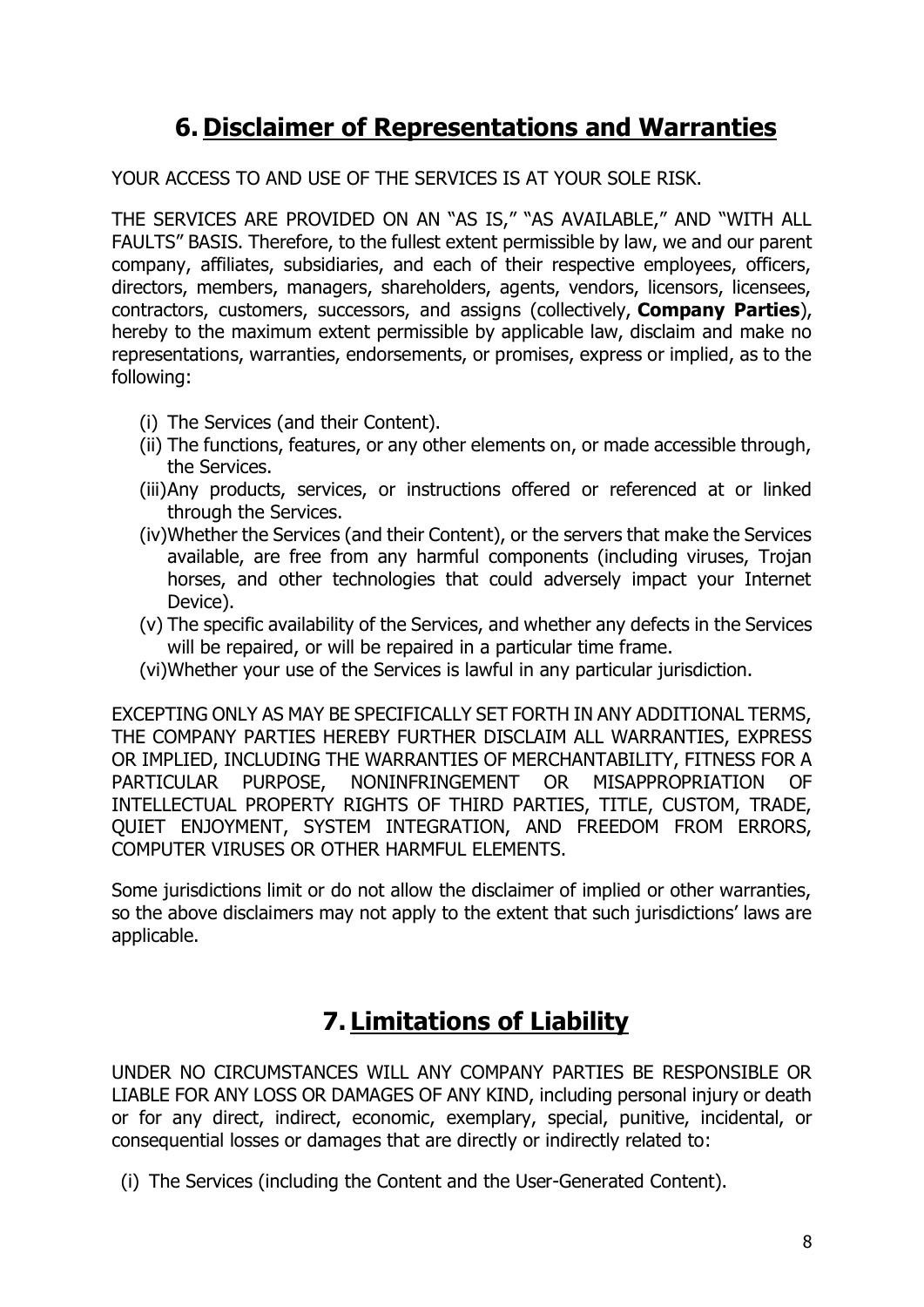## 6. Disclaimer of Representations and Warranties

YOUR ACCESS TO AND USE OF THE SERVICES IS AT YOUR SOLE RISK.

THE SERVICES ARE PROVIDED ON AN "AS IS," "AS AVAILABLE," AND "WITH ALL FAULTS" BASIS. Therefore, to the fullest extent permissible by law, we and our parent company, affiliates, subsidiaries, and each of their respective employees, officers, directors, members, managers, shareholders, agents, vendors, licensors, licensees, contractors, customers, successors, and assigns (collectively, **Company Parties**), hereby to the maximum extent permissible by applicable law, disclaim and make no representations, warranties, endorsements, or promises, express or implied, as to the following:

- (i) The Services (and their Content).
- (ii) The functions, features, or any other elements on, or made accessible through, the Services.
- (iii) Any products, services, or instructions offered or referenced at or linked through the Services.
- (iv) Whether the Services (and their Content), or the servers that make the Services available, are free from any harmful components (including viruses, Trojan horses, and other technologies that could adversely impact your Internet Device).
- (v) The specific availability of the Services, and whether any defects in the Services will be repaired, or will be repaired in a particular time frame.
- (vi) Whether your use of the Services is lawful in any particular jurisdiction.

EXCEPTING ONLY AS MAY BE SPECIFICALLY SET FORTH IN ANY ADDITIONAL TERMS, THE COMPANY PARTIES HEREBY FURTHER DISCLAIM ALL WARRANTIES, EXPRESS OR IMPLIED, INCLUDING THE WARRANTIES OF MERCHANTABILITY, FITNESS FOR A PARTICULAR PURPOSE, NONINFRINGEMENT OR MISAPPROPRIATION OF INTELLECTUAL PROPERTY RIGHTS OF THIRD PARTIES, TITLE, CUSTOM, TRADE, QUIET ENJOYMENT, SYSTEM INTEGRATION, AND FREEDOM FROM ERRORS, COMPUTER VIRUSES OR OTHER HARMFUL ELEMENTS.

Some jurisdictions limit or do not allow the disclaimer of implied or other warranties, so the above disclaimers may not apply to the extent that such jurisdictions' laws are applicable.

## 7. Limitations of Liability

UNDER NO CIRCUMSTANCES WILL ANY COMPANY PARTIES BE RESPONSIBLE OR LIABLE FOR ANY LOSS OR DAMAGES OF ANY KIND, including personal injury or death or for any direct, indirect, economic, exemplary, special, punitive, incidental, or consequential losses or damages that are directly or indirectly related to:

- (i) The Services (including the Content and the User-Generated Content).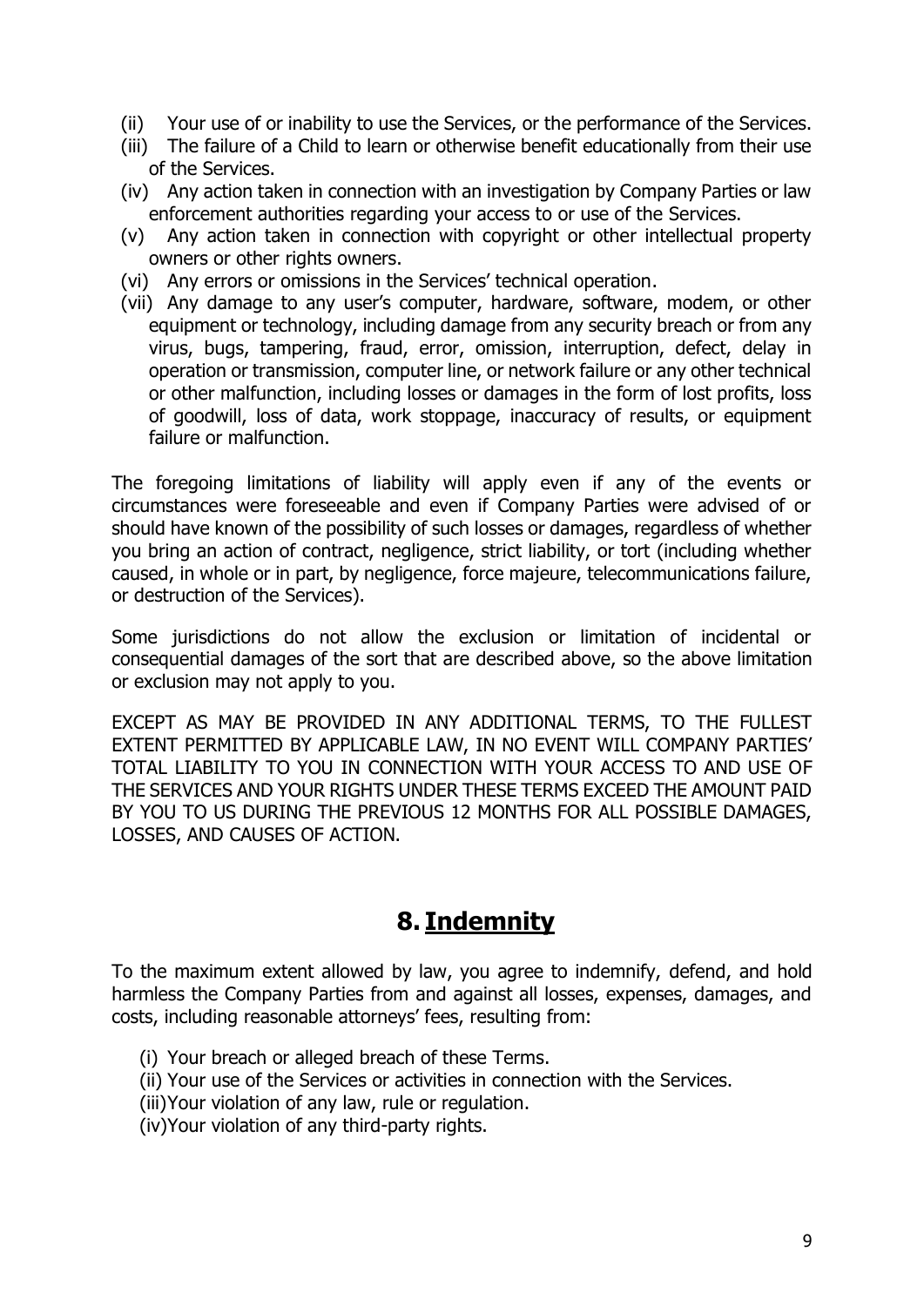(ii) Your use of or inability to use the Services, or the performance of the Services.
(iii) The failure of a Child to learn or otherwise benefit educationally from their use of the Services.
(iv) Any action taken in connection with an investigation by Company Parties or law enforcement authorities regarding your access to or use of the Services.
(v) Any action taken in connection with copyright or other intellectual property owners or other rights owners.
(vi) Any errors or omissions in the Services' technical operation.
(vii) Any damage to any user's computer, hardware, software, modem, or other equipment or technology, including damage from any security breach or from any virus, bugs, tampering, fraud, error, omission, interruption, defect, delay in operation or transmission, computer line, or network failure or any other technical or other malfunction, including losses or damages in the form of lost profits, loss of goodwill, loss of data, work stoppage, inaccuracy of results, or equipment failure or malfunction.

The foregoing limitations of liability will apply even if any of the events or circumstances were foreseeable and even if Company Parties were advised of or should have known of the possibility of such losses or damages, regardless of whether you bring an action of contract, negligence, strict liability, or tort (including whether caused, in whole or in part, by negligence, force majeure, telecommunications failure, or destruction of the Services).

Some jurisdictions do not allow the exclusion or limitation of incidental or consequential damages of the sort that are described above, so the above limitation or exclusion may not apply to you.

EXCEPT AS MAY BE PROVIDED IN ANY ADDITIONAL TERMS, TO THE FULLEST EXTENT PERMITTED BY APPLICABLE LAW, IN NO EVENT WILL COMPANY PARTIES' TOTAL LIABILITY TO YOU IN CONNECTION WITH YOUR ACCESS TO AND USE OF THE SERVICES AND YOUR RIGHTS UNDER THESE TERMS EXCEED THE AMOUNT PAID BY YOU TO US DURING THE PREVIOUS 12 MONTHS FOR ALL POSSIBLE DAMAGES, LOSSES, AND CAUSES OF ACTION.

## 8. Indemnity

To the maximum extent allowed by law, you agree to indemnify, defend, and hold harmless the Company Parties from and against all losses, expenses, damages, and costs, including reasonable attorneys' fees, resulting from:

(i) Your breach or alleged breach of these Terms.
(ii) Your use of the Services or activities in connection with the Services.
(iii) Your violation of any law, rule or regulation.
(iv) Your violation of any third-party rights.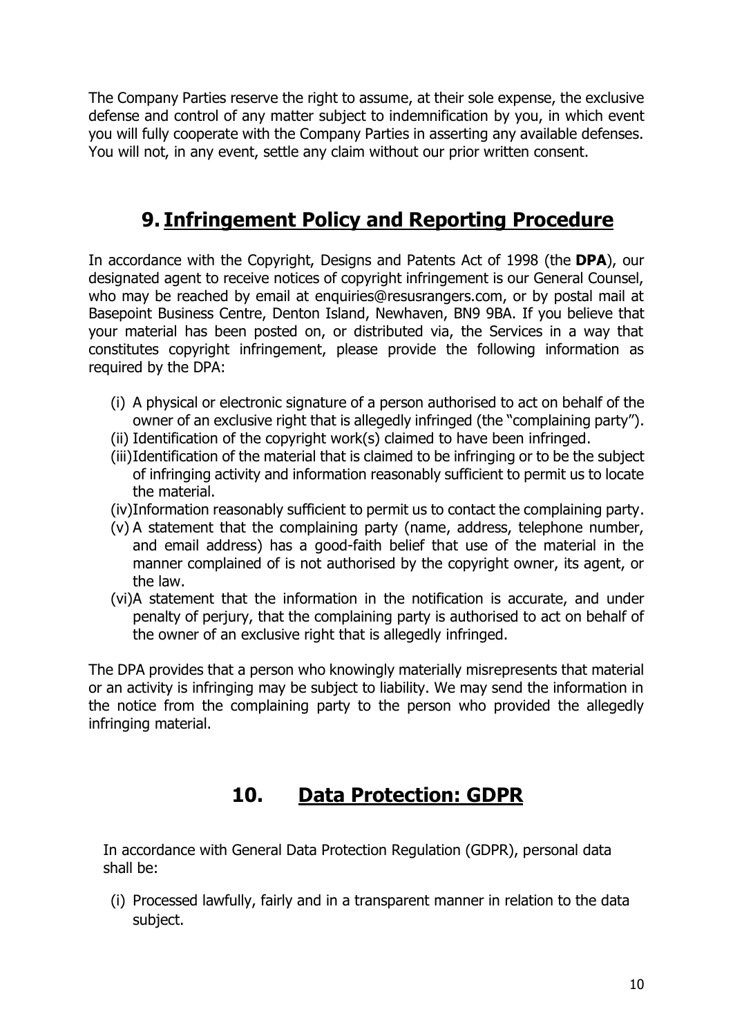The Company Parties reserve the right to assume, at their sole expense, the exclusive defense and control of any matter subject to indemnification by you, in which event you will fully cooperate with the Company Parties in asserting any available defenses. You will not, in any event, settle any claim without our prior written consent.

## 9. Infringement Policy and Reporting Procedure

In accordance with the Copyright, Designs and Patents Act of 1998 (the **DPA**), our designated agent to receive notices of copyright infringement is our General Counsel, who may be reached by email at enquiries@resusrangers.com, or by postal mail at Basepoint Business Centre, Denton Island, Newhaven, BN9 9BA. If you believe that your material has been posted on, or distributed via, the Services in a way that constitutes copyright infringement, please provide the following information as required by the DPA:

- (i) A physical or electronic signature of a person authorised to act on behalf of the owner of an exclusive right that is allegedly infringed (the "complaining party").
- (ii) Identification of the copyright work(s) claimed to have been infringed.
- (iii) Identification of the material that is claimed to be infringing or to be the subject of infringing activity and information reasonably sufficient to permit us to locate the material.
- (iv) Information reasonably sufficient to permit us to contact the complaining party.
- (v) A statement that the complaining party (name, address, telephone number, and email address) has a good-faith belief that use of the material in the manner complained of is not authorised by the copyright owner, its agent, or the law.
- (vi) A statement that the information in the notification is accurate, and under penalty of perjury, that the complaining party is authorised to act on behalf of the owner of an exclusive right that is allegedly infringed.

The DPA provides that a person who knowingly materially misrepresents that material or an activity is infringing may be subject to liability. We may send the information in the notice from the complaining party to the person who provided the allegedly infringing material.

## 10. Data Protection: GDPR

In accordance with General Data Protection Regulation (GDPR), personal data shall be:

- (i) Processed lawfully, fairly and in a transparent manner in relation to the data subject.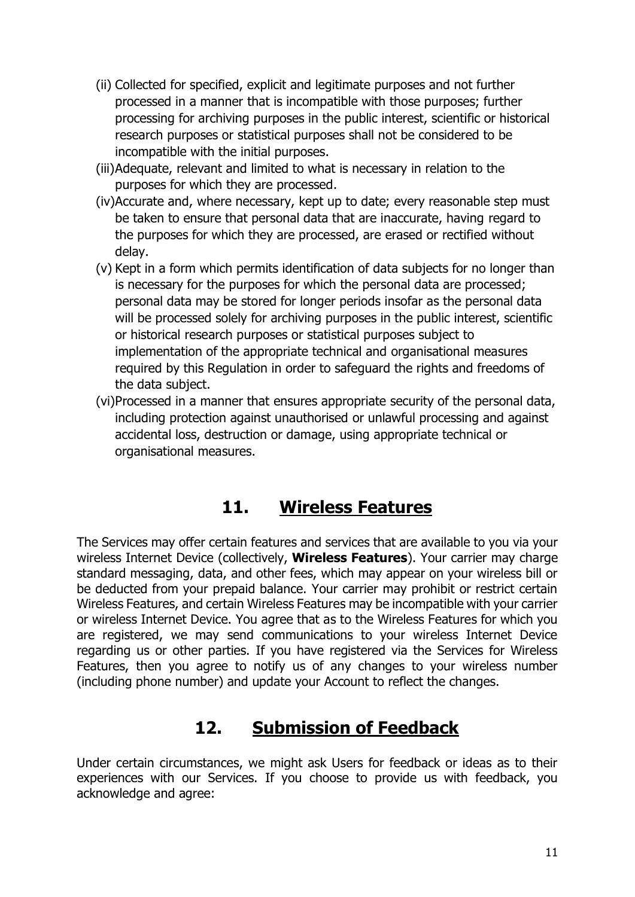(ii) Collected for specified, explicit and legitimate purposes and not further processed in a manner that is incompatible with those purposes; further processing for archiving purposes in the public interest, scientific or historical research purposes or statistical purposes shall not be considered to be incompatible with the initial purposes.

(iii) Adequate, relevant and limited to what is necessary in relation to the purposes for which they are processed.

(iv) Accurate and, where necessary, kept up to date; every reasonable step must be taken to ensure that personal data that are inaccurate, having regard to the purposes for which they are processed, are erased or rectified without delay.

(v) Kept in a form which permits identification of data subjects for no longer than is necessary for the purposes for which the personal data are processed; personal data may be stored for longer periods insofar as the personal data will be processed solely for archiving purposes in the public interest, scientific or historical research purposes or statistical purposes subject to implementation of the appropriate technical and organisational measures required by this Regulation in order to safeguard the rights and freedoms of the data subject.

(vi) Processed in a manner that ensures appropriate security of the personal data, including protection against unauthorised or unlawful processing and against accidental loss, destruction or damage, using appropriate technical or organisational measures.

## 11. Wireless Features

The Services may offer certain features and services that are available to you via your wireless Internet Device (collectively, **Wireless Features**). Your carrier may charge standard messaging, data, and other fees, which may appear on your wireless bill or be deducted from your prepaid balance. Your carrier may prohibit or restrict certain Wireless Features, and certain Wireless Features may be incompatible with your carrier or wireless Internet Device. You agree that as to the Wireless Features for which you are registered, we may send communications to your wireless Internet Device regarding us or other parties. If you have registered via the Services for Wireless Features, then you agree to notify us of any changes to your wireless number (including phone number) and update your Account to reflect the changes.

## 12. Submission of Feedback

Under certain circumstances, we might ask Users for feedback or ideas as to their experiences with our Services. If you choose to provide us with feedback, you acknowledge and agree: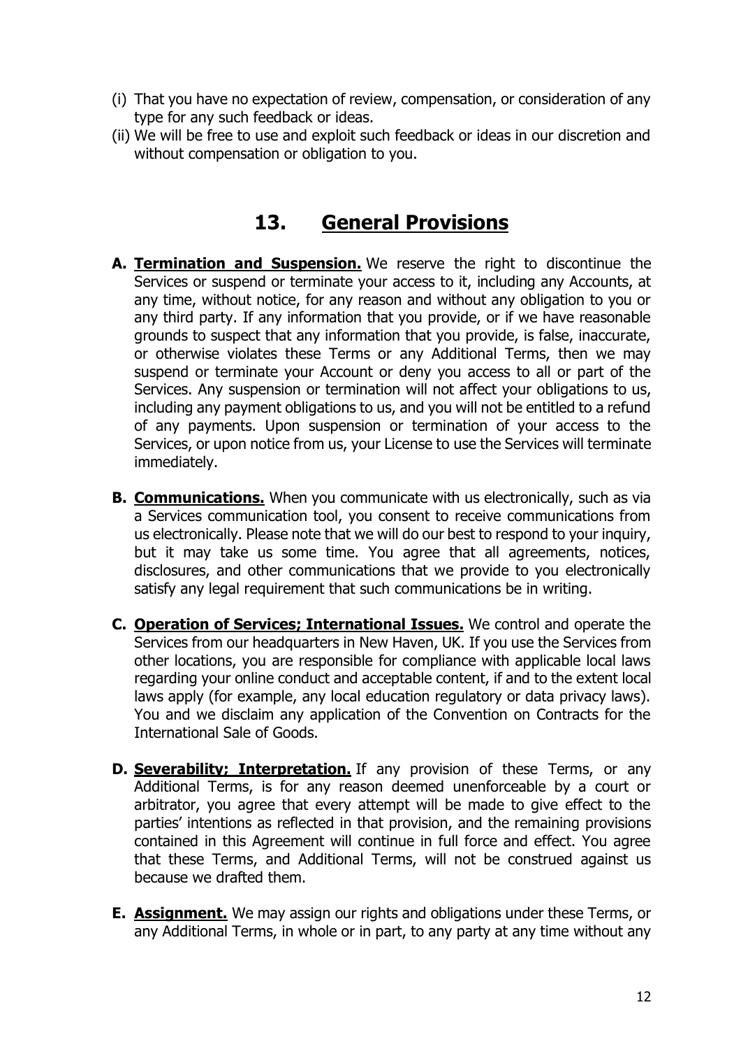(i) That you have no expectation of review, compensation, or consideration of any type for any such feedback or ideas.

(ii) We will be free to use and exploit such feedback or ideas in our discretion and without compensation or obligation to you.

## 13. General Provisions

**A. Termination and Suspension.** We reserve the right to discontinue the Services or suspend or terminate your access to it, including any Accounts, at any time, without notice, for any reason and without any obligation to you or any third party. If any information that you provide, or if we have reasonable grounds to suspect that any information that you provide, is false, inaccurate, or otherwise violates these Terms or any Additional Terms, then we may suspend or terminate your Account or deny you access to all or part of the Services. Any suspension or termination will not affect your obligations to us, including any payment obligations to us, and you will not be entitled to a refund of any payments. Upon suspension or termination of your access to the Services, or upon notice from us, your License to use the Services will terminate immediately.

**B. Communications.** When you communicate with us electronically, such as via a Services communication tool, you consent to receive communications from us electronically. Please note that we will do our best to respond to your inquiry, but it may take us some time. You agree that all agreements, notices, disclosures, and other communications that we provide to you electronically satisfy any legal requirement that such communications be in writing.

**C. Operation of Services; International Issues.** We control and operate the Services from our headquarters in New Haven, UK. If you use the Services from other locations, you are responsible for compliance with applicable local laws regarding your online conduct and acceptable content, if and to the extent local laws apply (for example, any local education regulatory or data privacy laws). You and we disclaim any application of the Convention on Contracts for the International Sale of Goods.

**D. Severability; Interpretation.** If any provision of these Terms, or any Additional Terms, is for any reason deemed unenforceable by a court or arbitrator, you agree that every attempt will be made to give effect to the parties' intentions as reflected in that provision, and the remaining provisions contained in this Agreement will continue in full force and effect. You agree that these Terms, and Additional Terms, will not be construed against us because we drafted them.

**E. Assignment.** We may assign our rights and obligations under these Terms, or any Additional Terms, in whole or in part, to any party at any time without any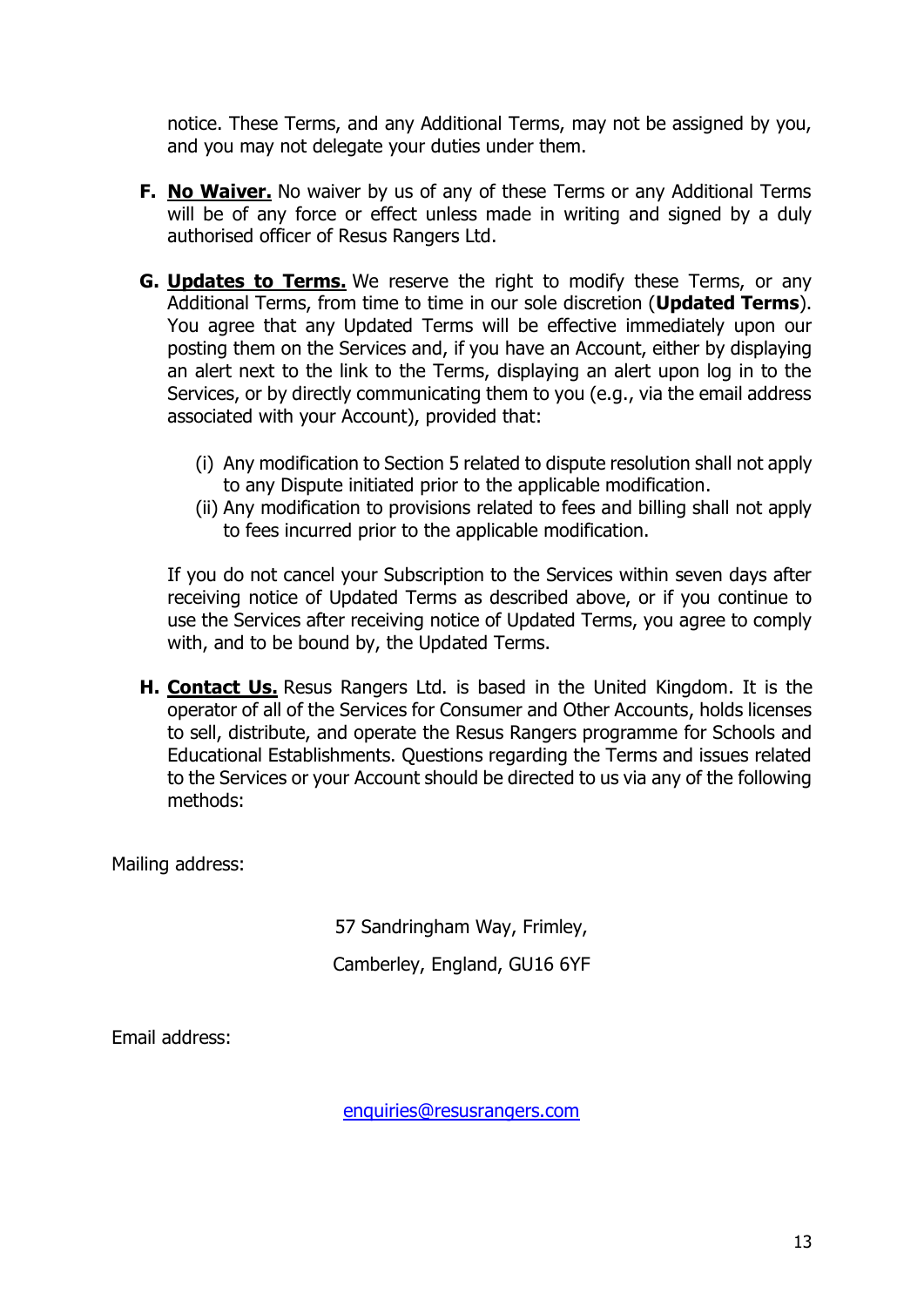notice. These Terms, and any Additional Terms, may not be assigned by you, and you may not delegate your duties under them.

**F. No Waiver.** No waiver by us of any of these Terms or any Additional Terms will be of any force or effect unless made in writing and signed by a duly authorised officer of Resus Rangers Ltd.

**G. Updates to Terms.** We reserve the right to modify these Terms, or any Additional Terms, from time to time in our sole discretion (**Updated Terms**). You agree that any Updated Terms will be effective immediately upon our posting them on the Services and, if you have an Account, either by displaying an alert next to the link to the Terms, displaying an alert upon log in to the Services, or by directly communicating them to you (e.g., via the email address associated with your Account), provided that:

(i) Any modification to Section 5 related to dispute resolution shall not apply to any Dispute initiated prior to the applicable modification.
(ii) Any modification to provisions related to fees and billing shall not apply to fees incurred prior to the applicable modification.

If you do not cancel your Subscription to the Services within seven days after receiving notice of Updated Terms as described above, or if you continue to use the Services after receiving notice of Updated Terms, you agree to comply with, and to be bound by, the Updated Terms.

**H. Contact Us.** Resus Rangers Ltd. is based in the United Kingdom. It is the operator of all of the Services for Consumer and Other Accounts, holds licenses to sell, distribute, and operate the Resus Rangers programme for Schools and Educational Establishments. Questions regarding the Terms and issues related to the Services or your Account should be directed to us via any of the following methods:

Mailing address:

57 Sandringham Way, Frimley,

Camberley, England, GU16 6YF

Email address:

enquiries@resusrangers.com